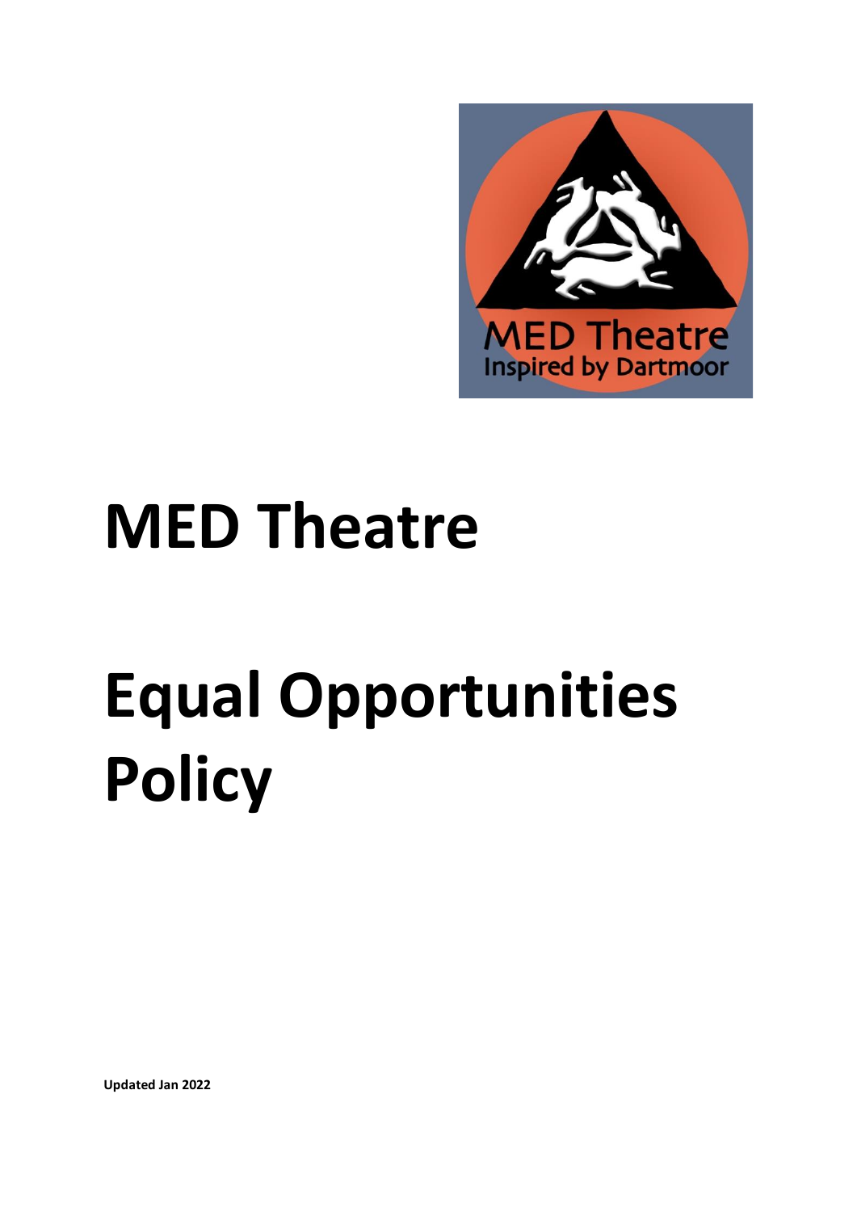# MED Theatre

# Equal Opportunities Policy

**Updated Jan 2022**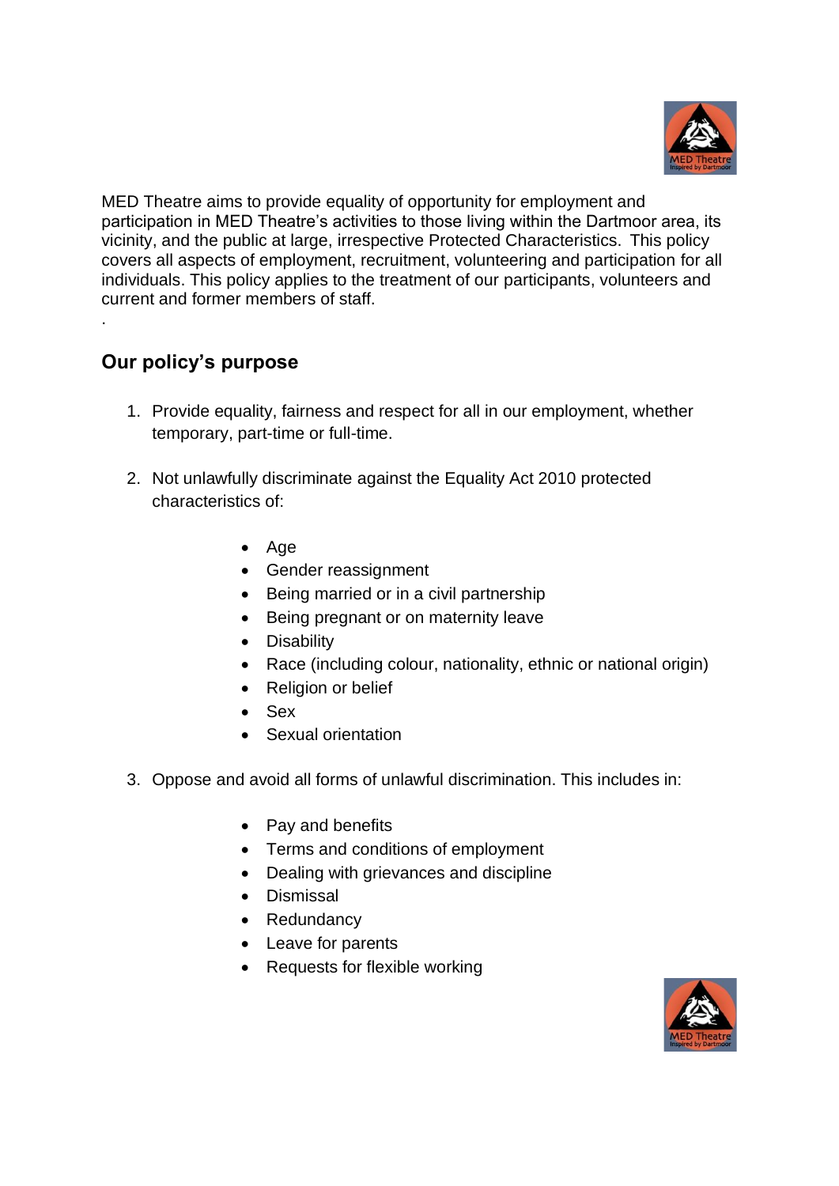MED Theatre aims to provide equality of opportunity for employment and participation in MED Theatre's activities to those living within the Dartmoor area, its vicinity, and the public at large, irrespective Protected Characteristics.  This policy covers all aspects of employment, recruitment, volunteering and participation for all individuals. This policy applies to the treatment of our participants, volunteers and current and former members of staff.

.

## Our policy's purpose

1. Provide equality, fairness and respect for all in our employment, whether temporary, part-time or full-time.

2. Not unlawfully discriminate against the Equality Act 2010 protected characteristics of:

    - Age
    - Gender reassignment
    - Being married or in a civil partnership
    - Being pregnant or on maternity leave
    - Disability
    - Race (including colour, nationality, ethnic or national origin)
    - Religion or belief
    - Sex
    - Sexual orientation

3. Oppose and avoid all forms of unlawful discrimination. This includes in:

    - Pay and benefits
    - Terms and conditions of employment
    - Dealing with grievances and discipline
    - Dismissal
    - Redundancy
    - Leave for parents
    - Requests for flexible working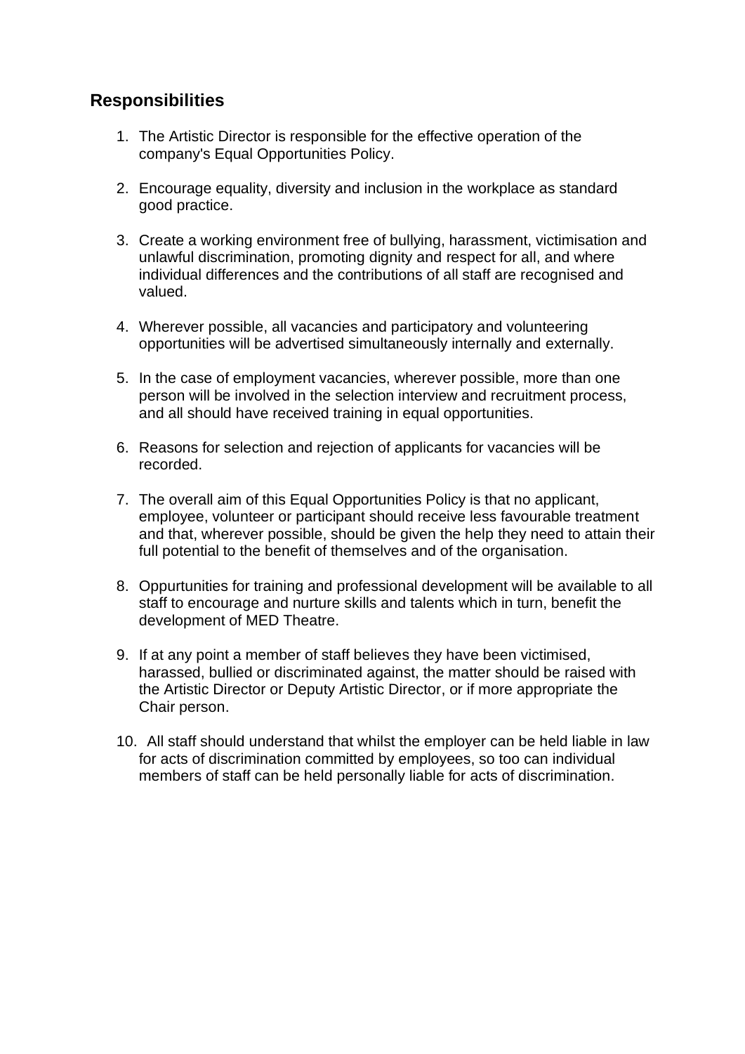## Responsibilities

1. The Artistic Director is responsible for the effective operation of the company's Equal Opportunities Policy.

2. Encourage equality, diversity and inclusion in the workplace as standard good practice.

3. Create a working environment free of bullying, harassment, victimisation and unlawful discrimination, promoting dignity and respect for all, and where individual differences and the contributions of all staff are recognised and valued.

4. Wherever possible, all vacancies and participatory and volunteering opportunities will be advertised simultaneously internally and externally.

5. In the case of employment vacancies, wherever possible, more than one person will be involved in the selection interview and recruitment process, and all should have received training in equal opportunities.

6. Reasons for selection and rejection of applicants for vacancies will be recorded.

7. The overall aim of this Equal Opportunities Policy is that no applicant, employee, volunteer or participant should receive less favourable treatment and that, wherever possible, should be given the help they need to attain their full potential to the benefit of themselves and of the organisation.

8. Oppurtunities for training and professional development will be available to all staff to encourage and nurture skills and talents which in turn, benefit the development of MED Theatre.

9. If at any point a member of staff believes they have been victimised, harassed, bullied or discriminated against, the matter should be raised with the Artistic Director or Deputy Artistic Director, or if more appropriate the Chair person.

10. All staff should understand that whilst the employer can be held liable in law for acts of discrimination committed by employees, so too can individual members of staff can be held personally liable for acts of discrimination.